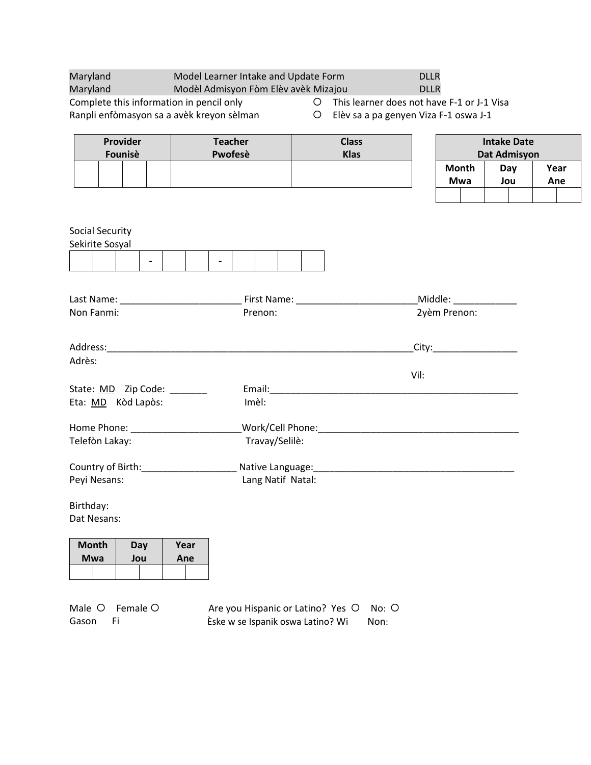| Maryland | Model Learner Intake and Update Form | DLLR |
|---|---|---|
| Maryland | Modèl Admisyon Fòm Elèv avèk Mizajou | DLLR |

Complete this information in pencil only
Ranpli enfòmasyon sa a avèk kreyon sèlman

○ This learner does not have F-1 or J-1 Visa
○ Elèv sa a pa genyen Viza F-1 oswa J-1

| Provider Founisè | | | | Teacher Pwofesè | Class Klas |
|---|---|---|---|---|---|
| | | | | | |

| Intake Date Dat Admisyon | | | | | |
|---|---|---|---|---|---|
| Month Mwa | | Day Jou | | Year Ane | |
| | | | | | |

Social Security
Sekirite Sosyal

| | | | - | | | - | | | | |
|---|---|---|---|---|---|---|---|---|---|---|

Last Name: ______________________ First Name: ______________________ Middle: ____________
Non Fanmi: Prenon: 2yèm Prenon:

Address:____________________________________________________________City:________________
Adrès: Vil:

State: MD Zip Code: _______ Email:_________________________________________________
Eta: MD Kòd Lapòs: Imèl:

Home Phone: _____________________Work/Cell Phone:________________________________________
Telefòn Lakay: Travay/Selilè:

Country of Birth:__________________ Native Language:________________________________________
Peyi Nesans: Lang Natif Natal:

Birthday:
Dat Nesans:

| Month Mwa | | Day Jou | | Year Ane | |
|---|---|---|---|---|---|
| | | | | | |

Male ○ Female ○
Gason Fi

Are you Hispanic or Latino? Yes ○ No: ○
Èske w se Ispanik oswa Latino? Wi Non: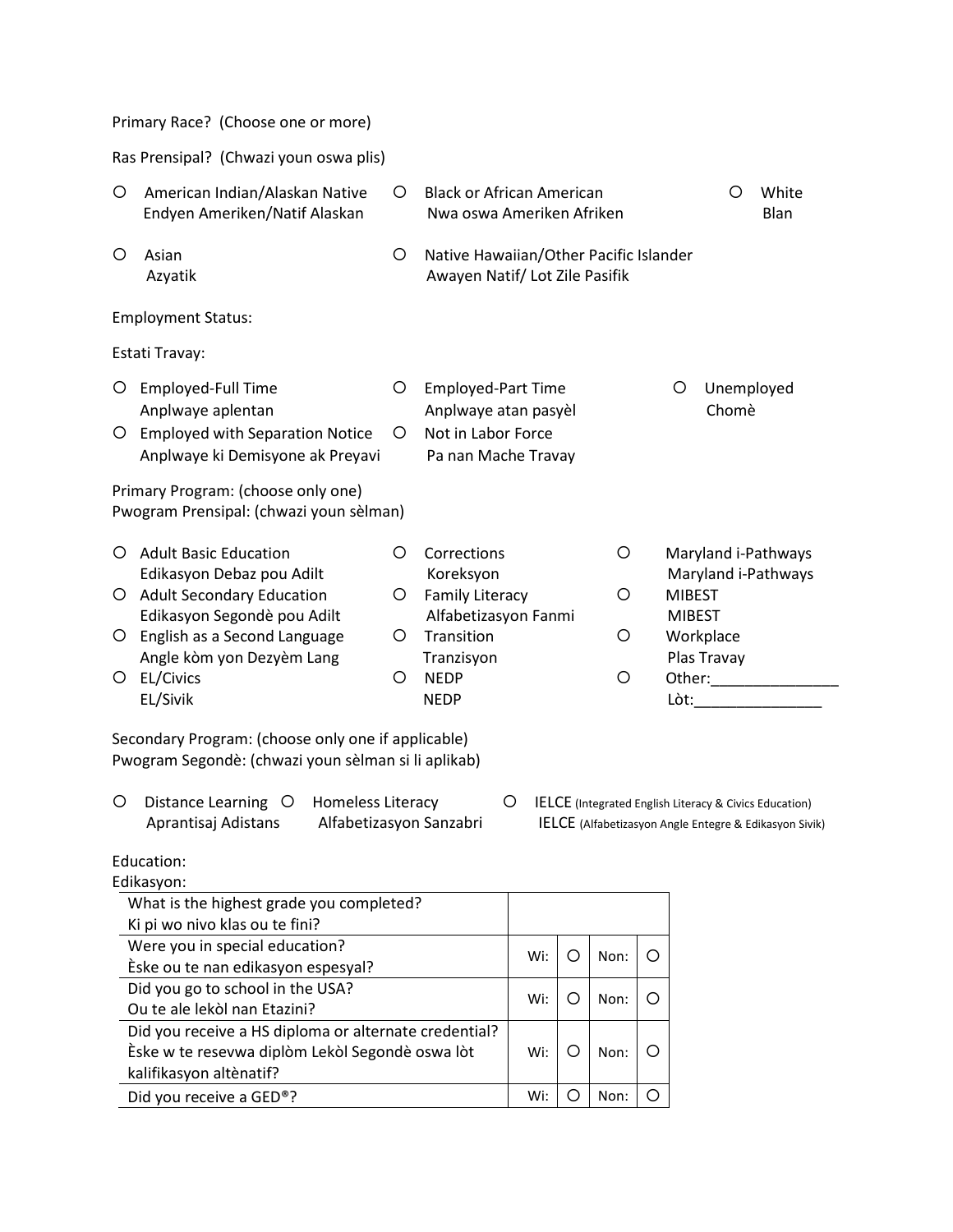Primary Race? (Choose one or more)

Ras Prensipal? (Chwazi youn oswa plis)

- ○ American Indian/Alaskan Native
  Endyen Ameriken/Natif Alaskan
- ○ Black or African American
  Nwa oswa Ameriken Afriken
- ○ White
  Blan
- ○ Asian
  Azyatik
- ○ Native Hawaiian/Other Pacific Islander
  Awayen Natif/ Lot Zile Pasifik

Employment Status:

Estati Travay:

- ○ Employed-Full Time
  Anplwaye aplentan
- ○ Employed-Part Time
  Anplwaye atan pasyèl
- ○ Unemployed
  Chomè
- ○ Employed with Separation Notice
  Anplwaye ki Demisyone ak Preyavi
- ○ Not in Labor Force
  Pa nan Mache Travay

Primary Program: (choose only one)
Pwogram Prensipal: (chwazi youn sèlman)

- ○ Adult Basic Education
  Edikasyon Debaz pou Adilt
- ○ Adult Secondary Education
  Edikasyon Segondè pou Adilt
- ○ English as a Second Language
  Angle kòm yon Dezyèm Lang
- ○ EL/Civics
  EL/Sivik
- ○ Corrections
  Koreksyon
- ○ Family Literacy
  Alfabetizasyon Fanmi
- ○ Transition
  Tranzisyon
- ○ NEDP
  NEDP
- ○ Maryland i-Pathways
  Maryland i-Pathways
- ○ MIBEST
  MIBEST
- ○ Workplace
  Plas Travay
- ○ Other:_______________
  Lòt:_______________

Secondary Program: (choose only one if applicable)
Pwogram Segondè: (chwazi youn sèlman si li aplikab)

- ○ Distance Learning
  Aprantisaj Adistans
- ○ Homeless Literacy
  Alfabetizasyon Sanzabri
- ○ IELCE (Integrated English Literacy & Civics Education)
  IELCE (Alfabetizasyon Angle Entegre & Edikasyon Sivik)

Education:
Edikasyon:

| | | | | |
|---|---|---|---|---|
| What is the highest grade you completed?<br>Ki pi wo nivo klas ou te fini? | | | | |
| Were you in special education?<br>Èske ou te nan edikasyon espesyal? | Wi: | ○ | Non: | ○ |
| Did you go to school in the USA?<br>Ou te ale lekòl nan Etazini? | Wi: | ○ | Non: | ○ |
| Did you receive a HS diploma or alternate credential?<br>Èske w te resevwa diplòm Lekòl Segondè oswa lòt kalifikasyon altènatif? | Wi: | ○ | Non: | ○ |
| Did you receive a GED®? | Wi: | ○ | Non: | ○ |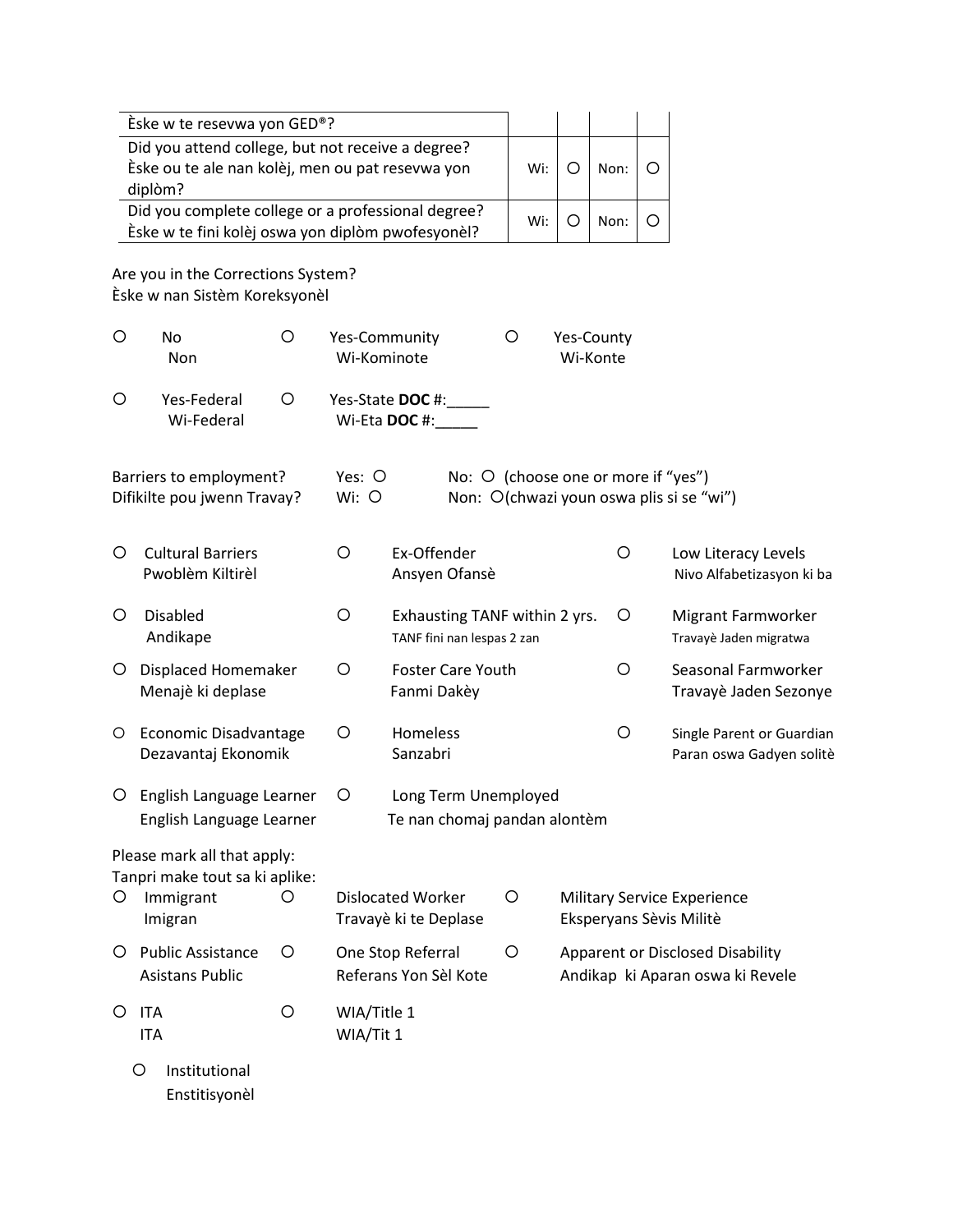| Èske w te resevwa yon GED®? | | | | |
|---|---|---|---|---|
| Did you attend college, but not receive a degree?<br>Èske ou te ale nan kolèj, men ou pat resevwa yon diplòm? | Wi: | O | Non: | O |
| Did you complete college or a professional degree?<br>Èske w te fini kolèj oswa yon diplòm pwofesyonèl? | Wi: | O | Non: | O |

Are you in the Corrections System?
Èske w nan Sistèm Koreksyonèl

O No / Non
O Yes-Community / Wi-Kominote
O Yes-County / Wi-Konte
O Yes-Federal / Wi-Federal
O Yes-State **DOC** #:_____ / Wi-Eta **DOC** #:_____

Barriers to employment? Yes: O No: O (choose one or more if "yes")
Difikilte pou jwenn Travay? Wi: O Non: O(chwazi youn oswa plis si se "wi")

O Cultural Barriers / Pwoblèm Kiltirèl
O Ex-Offender / Ansyen Ofansè
O Low Literacy Levels / Nivo Alfabetizasyon ki ba
O Disabled / Andikape
O Exhausting TANF within 2 yrs. / TANF fini nan lespas 2 zan
O Migrant Farmworker / Travayè Jaden migratwa
O Displaced Homemaker / Menajè ki deplase
O Foster Care Youth / Fanmi Dakèy
O Seasonal Farmworker / Travayè Jaden Sezonye
O Economic Disadvantage / Dezavantaj Ekonomik
O Homeless / Sanzabri
O Single Parent or Guardian / Paran oswa Gadyen solitè
O English Language Learner / English Language Learner
O Long Term Unemployed / Te nan chomaj pandan alontèm

Please mark all that apply:
Tanpri make tout sa ki aplike:

O Immigrant / Imigran
O Dislocated Worker / Travayè ki te Deplase
O Military Service Experience / Eksperyans Sèvis Militè
O Public Assistance / Asistans Public
O One Stop Referral / Referans Yon Sèl Kote
O Apparent or Disclosed Disability / Andikap ki Aparan oswa ki Revele
O ITA / ITA
O WIA/Title 1 / WIA/Tit 1
O Institutional / Enstitisyonèl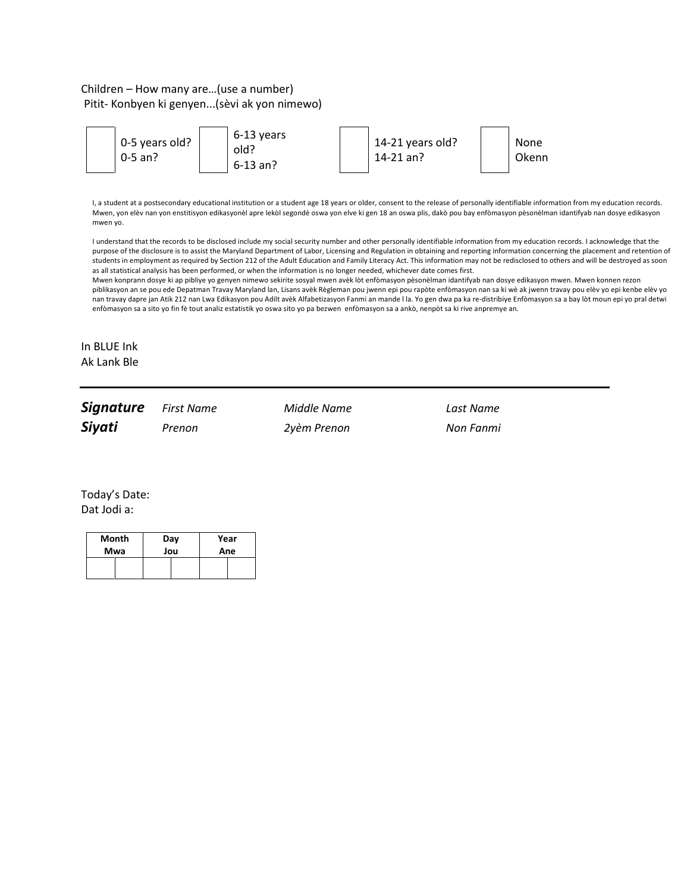Children – How many are…(use a number)
Pitit- Konbyen ki genyen...(sèvi ak yon nimewo)

| | | | | | | | |
|---|---|---|---|---|---|---|---|
| | 0-5 years old?<br>0-5 an? | | 6-13 years old?<br>6-13 an? | | 14-21 years old?<br>14-21 an? | | None<br>Okenn |

I, a student at a postsecondary educational institution or a student age 18 years or older, consent to the release of personally identifiable information from my education records.
Mwen, yon elèv nan yon enstitisyon edikasyonèl apre lekòl segondè oswa yon elve ki gen 18 an oswa plis, dakò pou bay enfòmasyon pèsonèlman idantifyab nan dosye edikasyon mwen yo.

I understand that the records to be disclosed include my social security number and other personally identifiable information from my education records. I acknowledge that the purpose of the disclosure is to assist the Maryland Department of Labor, Licensing and Regulation in obtaining and reporting information concerning the placement and retention of students in employment as required by Section 212 of the Adult Education and Family Literacy Act. This information may not be redisclosed to others and will be destroyed as soon as all statistical analysis has been performed, or when the information is no longer needed, whichever date comes first.
Mwen konprann dosye ki ap pibliye yo genyen nimewo sekirite sosyal mwen avèk lòt enfòmasyon pèsonèlman idantifyab nan dosye edikasyon mwen. Mwen konnen rezon piblikasyon an se pou ede Depatman Travay Maryland lan, Lisans avèk Règleman pou jwenn epi pou rapòte enfòmasyon nan sa ki wè ak jwenn travay pou elèv yo epi kenbe elèv yo nan travay dapre jan Atik 212 nan Lwa Edikasyon pou Adilt avèk Alfabetizasyon Fanmi an mande l la. Yo gen dwa pa ka re-distribiye Enfòmasyon sa a bay lòt moun epi yo pral detwi enfòmasyon sa a sito yo fin fè tout analiz estatistik yo oswa sito yo pa bezwen enfòmasyon sa a ankò, nenpòt sa ki rive anpremye an.

In BLUE Ink
Ak Lank Ble

***Signature*** *First Name* *Middle Name* *Last Name*
***Siyati*** *Prenon* *2yèm Prenon* *Non Fanmi*

Today's Date:
Dat Jodi a:

| Month<br>Mwa | | Day<br>Jou | | Year<br>Ane | |
|---|---|---|---|---|---|
| | | | | | |